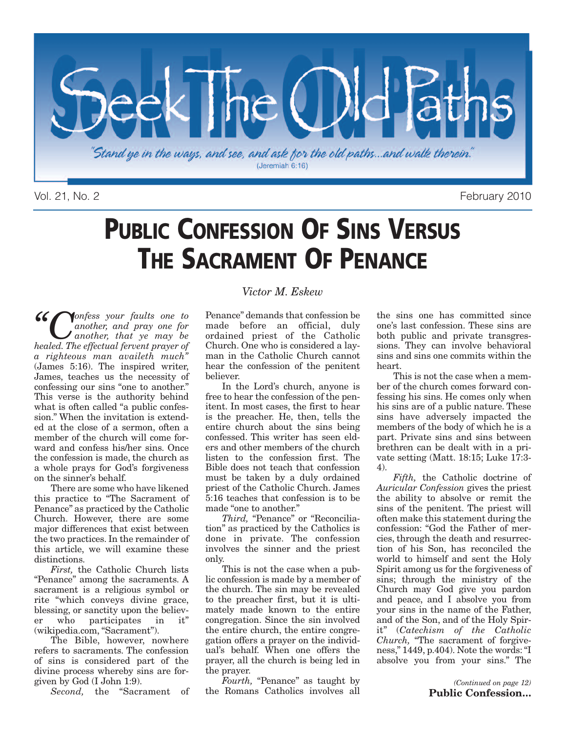# Seek The Old Paths

*"Stand ye in the ways, and see, and ask for the old paths...and walk therein."* (Jeremiah 6:16)

Vol. 21, No. 2 February 2010

# Public Confession Of Sins Versus The Sacrament Of Penance

*Victor M. Eskew*

*"Confess your faults one to another, and pray one for another, that ye may be healed. The effectual fervent prayer of a righteous man availeth much"* (James 5:16). The inspired writer, James, teaches us the necessity of confessing our sins "one to another." This verse is the authority behind what is often called "a public confession." When the invitation is extended at the close of a sermon, often a member of the church will come forward and confess his/her sins. Once the confession is made, the church as a whole prays for God's forgiveness on the sinner's behalf.

There are some who have likened this practice to "The Sacrament of Penance" as practiced by the Catholic Church. However, there are some major differences that exist between the two practices. In the remainder of this article, we will examine these distinctions.

*First,* the Catholic Church lists "Penance" among the sacraments. A sacrament is a religious symbol or rite "which conveys divine grace, blessing, or sanctity upon the believer who participates in it" (wikipedia.com, "Sacrament").

The Bible, however, nowhere refers to sacraments. The confession of sins is considered part of the divine process whereby sins are forgiven by God (I John 1:9).

*Second,* the "Sacrament of Penance" demands that confession be made before an official, duly ordained priest of the Catholic Church. One who is considered a layman in the Catholic Church cannot hear the confession of the penitent believer.

In the Lord's church, anyone is free to hear the confession of the penitent. In most cases, the first to hear is the preacher. He, then, tells the entire church about the sins being confessed. This writer has seen elders and other members of the church listen to the confession first. The Bible does not teach that confession must be taken by a duly ordained priest of the Catholic Church. James 5:16 teaches that confession is to be made "one to another."

*Third,* "Penance" or "Reconciliation" as practiced by the Catholics is done in private. The confession involves the sinner and the priest only.

This is not the case when a public confession is made by a member of the church. The sin may be revealed to the preacher first, but it is ultimately made known to the entire congregation. Since the sin involved the entire church, the entire congregation offers a prayer on the individual's behalf. When one offers the prayer, all the church is being led in the prayer.

*Fourth,* "Penance" as taught by the Romans Catholics involves all the sins one has committed since one's last confession. These sins are both public and private transgressions. They can involve behavioral sins and sins one commits within the heart.

This is not the case when a member of the church comes forward confessing his sins. He comes only when his sins are of a public nature. These sins have adversely impacted the members of the body of which he is a part. Private sins and sins between brethren can be dealt with in a private setting (Matt. 18:15; Luke 17:3-4).

*Fifth,* the Catholic doctrine of *Auricular Confession* gives the priest the ability to absolve or remit the sins of the penitent. The priest will often make this statement during the confession: "God the Father of mercies, through the death and resurrection of his Son, has reconciled the world to himself and sent the Holy Spirit among us for the forgiveness of sins; through the ministry of the Church may God give you pardon and peace, and I absolve you from your sins in the name of the Father, and of the Son, and of the Holy Spirit" (*Catechism of the Catholic Church,* "The sacrament of forgiveness," 1449, p.404). Note the words: "I absolve you from your sins." The

*(Continued on page 12)*
**Public Confession...**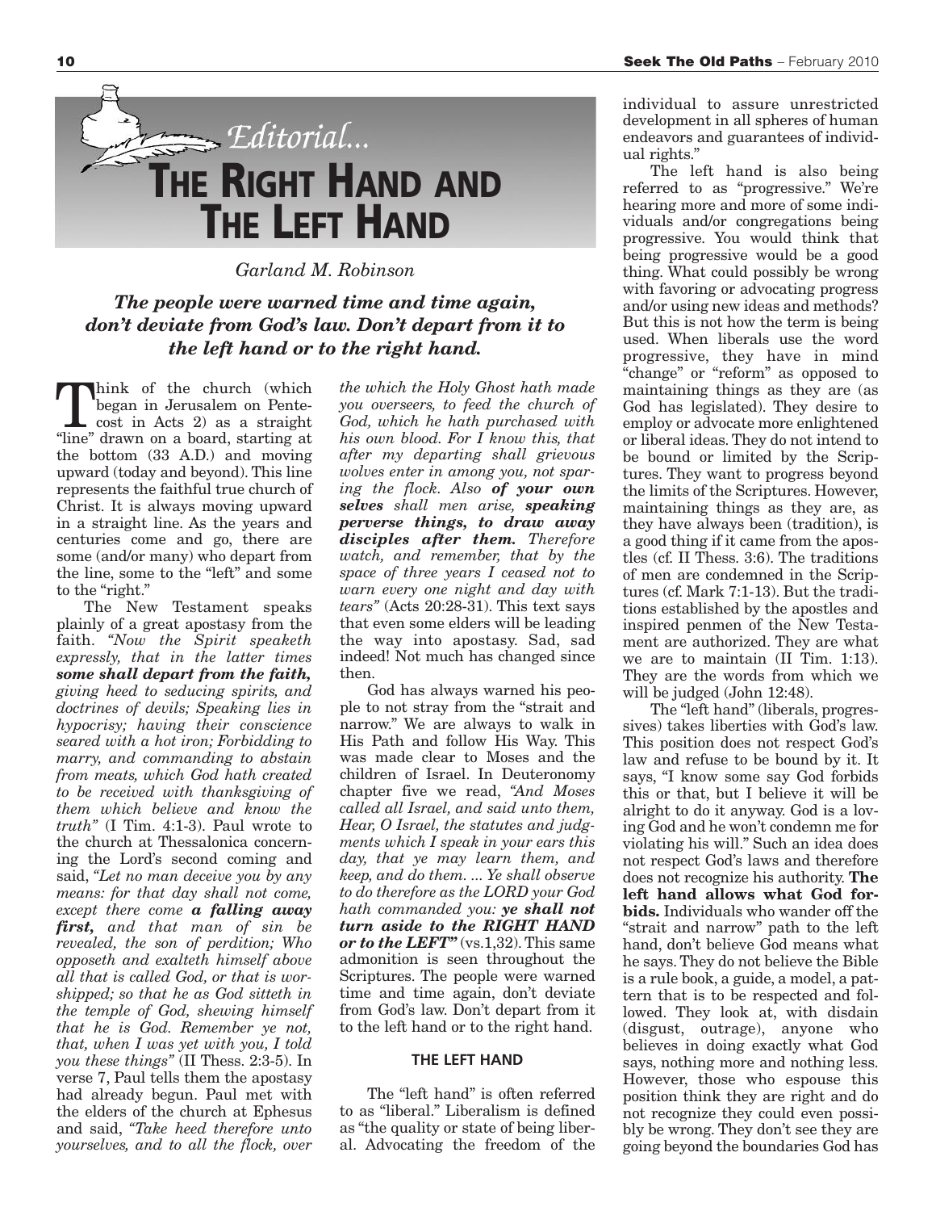# Editorial...

# THE RIGHT HAND AND THE LEFT HAND

*Garland M. Robinson*

***The people were warned time and time again, don't deviate from God's law. Don't depart from it to the left hand or to the right hand.***

Think of the church (which began in Jerusalem on Pentecost in Acts 2) as a straight "line" drawn on a board, starting at the bottom (33 A.D.) and moving upward (today and beyond). This line represents the faithful true church of Christ. It is always moving upward in a straight line. As the years and centuries come and go, there are some (and/or many) who depart from the line, some to the "left" and some to the "right."

The New Testament speaks plainly of a great apostasy from the faith. *"Now the Spirit speaketh expressly, that in the latter times* ***some shall depart from the faith,*** *giving heed to seducing spirits, and doctrines of devils; Speaking lies in hypocrisy; having their conscience seared with a hot iron; Forbidding to marry, and commanding to abstain from meats, which God hath created to be received with thanksgiving of them which believe and know the truth"* (I Tim. 4:1-3). Paul wrote to the church at Thessalonica concerning the Lord's second coming and said, *"Let no man deceive you by any means: for that day shall not come, except there come* ***a falling away first,*** *and that man of sin be revealed, the son of perdition; Who opposeth and exalteth himself above all that is called God, or that is worshipped; so that he as God sitteth in the temple of God, shewing himself that he is God. Remember ye not, that, when I was yet with you, I told you these things"* (II Thess. 2:3-5). In verse 7, Paul tells them the apostasy had already begun. Paul met with the elders of the church at Ephesus and said, *"Take heed therefore unto yourselves, and to all the flock, over the which the Holy Ghost hath made you overseers, to feed the church of God, which he hath purchased with his own blood. For I know this, that after my departing shall grievous wolves enter in among you, not sparing the flock. Also* ***of your own selves*** *shall men arise,* ***speaking perverse things, to draw away disciples after them.*** *Therefore watch, and remember, that by the space of three years I ceased not to warn every one night and day with tears"* (Acts 20:28-31). This text says that even some elders will be leading the way into apostasy. Sad, sad indeed! Not much has changed since then.

God has always warned his people to not stray from the "strait and narrow." We are always to walk in His Path and follow His Way. This was made clear to Moses and the children of Israel. In Deuteronomy chapter five we read, *"And Moses called all Israel, and said unto them, Hear, O Israel, the statutes and judgments which I speak in your ears this day, that ye may learn them, and keep, and do them. ... Ye shall observe to do therefore as the LORD your God hath commanded you:* ***ye shall not turn aside to the RIGHT HAND or to the LEFT"*** (vs.1,32). This same admonition is seen throughout the Scriptures. The people were warned time and time again, don't deviate from God's law. Don't depart from it to the left hand or to the right hand.

## THE LEFT HAND

The "left hand" is often referred to as "liberal." Liberalism is defined as "the quality or state of being liberal. Advocating the freedom of the individual to assure unrestricted development in all spheres of human endeavors and guarantees of individual rights."

The left hand is also being referred to as "progressive." We're hearing more and more of some individuals and/or congregations being progressive. You would think that being progressive would be a good thing. What could possibly be wrong with favoring or advocating progress and/or using new ideas and methods? But this is not how the term is being used. When liberals use the word progressive, they have in mind "change" or "reform" as opposed to maintaining things as they are (as God has legislated). They desire to employ or advocate more enlightened or liberal ideas. They do not intend to be bound or limited by the Scriptures. They want to progress beyond the limits of the Scriptures. However, maintaining things as they are, as they have always been (tradition), is a good thing if it came from the apostles (cf. II Thess. 3:6). The traditions of men are condemned in the Scriptures (cf. Mark 7:1-13). But the traditions established by the apostles and inspired penmen of the New Testament are authorized. They are what we are to maintain (II Tim. 1:13). They are the words from which we will be judged (John 12:48).

The "left hand" (liberals, progressives) takes liberties with God's law. This position does not respect God's law and refuse to be bound by it. It says, "I know some say God forbids this or that, but I believe it will be alright to do it anyway. God is a loving God and he won't condemn me for violating his will." Such an idea does not respect God's laws and therefore does not recognize his authority. **The left hand allows what God forbids.** Individuals who wander off the "strait and narrow" path to the left hand, don't believe God means what he says. They do not believe the Bible is a rule book, a guide, a model, a pattern that is to be respected and followed. They look at, with disdain (disgust, outrage), anyone who believes in doing exactly what God says, nothing more and nothing less. However, those who espouse this position think they are right and do not recognize they could even possibly be wrong. They don't see they are going beyond the boundaries God has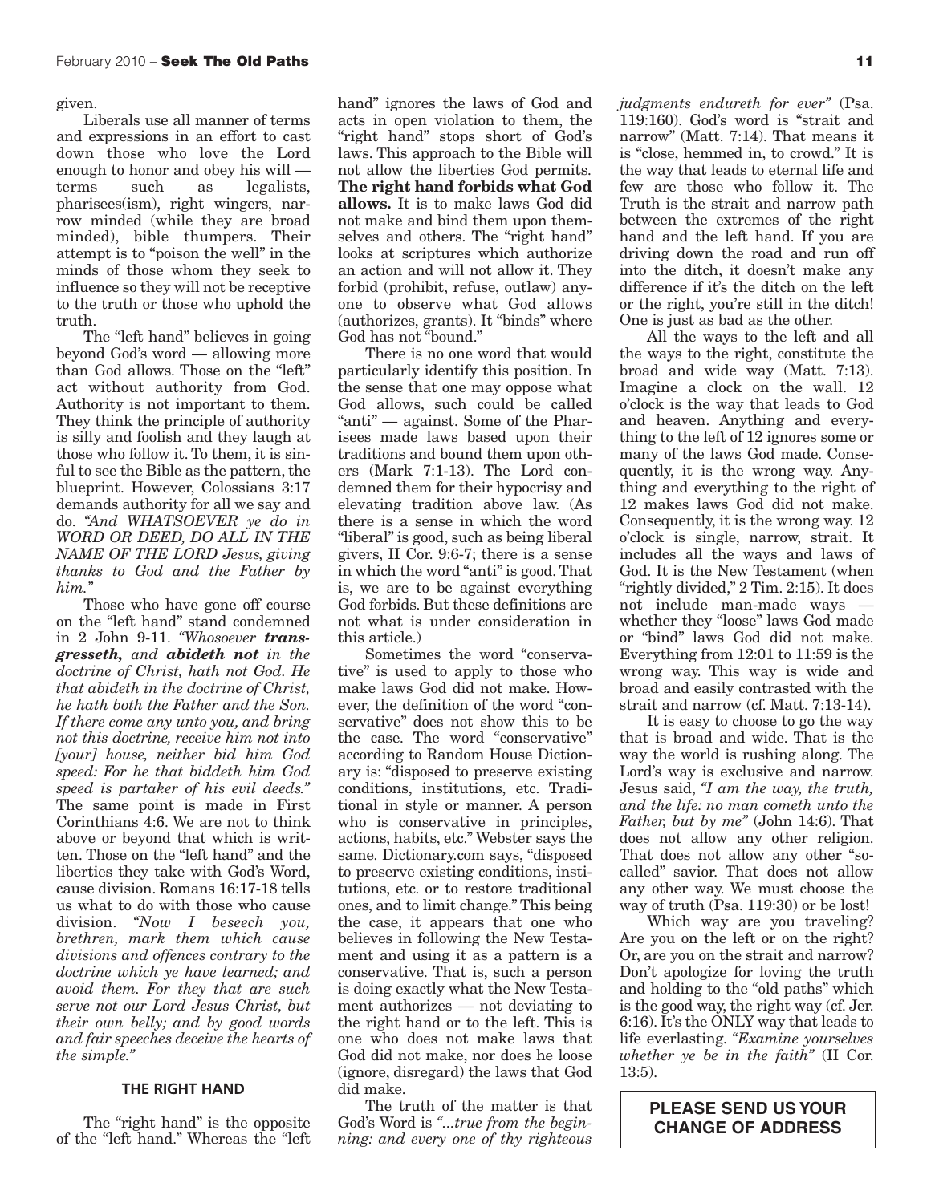given.

Liberals use all manner of terms and expressions in an effort to cast down those who love the Lord enough to honor and obey his will — terms such as legalists, pharisees(ism), right wingers, narrow minded (while they are broad minded), bible thumpers. Their attempt is to "poison the well" in the minds of those whom they seek to influence so they will not be receptive to the truth or those who uphold the truth.

The "left hand" believes in going beyond God's word — allowing more than God allows. Those on the "left" act without authority from God. Authority is not important to them. They think the principle of authority is silly and foolish and they laugh at those who follow it. To them, it is sinful to see the Bible as the pattern, the blueprint. However, Colossians 3:17 demands authority for all we say and do. *"And WHATSOEVER ye do in WORD OR DEED, DO ALL IN THE NAME OF THE LORD Jesus, giving thanks to God and the Father by him."*

Those who have gone off course on the "left hand" stand condemned in 2 John 9-11. *"Whosoever **transgresseth,** and **abideth not** in the doctrine of Christ, hath not God. He that abideth in the doctrine of Christ, he hath both the Father and the Son. If there come any unto you, and bring not this doctrine, receive him not into [your] house, neither bid him God speed: For he that biddeth him God speed is partaker of his evil deeds."* The same point is made in First Corinthians 4:6. We are not to think above or beyond that which is written. Those on the "left hand" and the liberties they take with God's Word, cause division. Romans 16:17-18 tells us what to do with those who cause division. *"Now I beseech you, brethren, mark them which cause divisions and offences contrary to the doctrine which ye have learned; and avoid them. For they that are such serve not our Lord Jesus Christ, but their own belly; and by good words and fair speeches deceive the hearts of the simple."*

## THE RIGHT HAND

The "right hand" is the opposite of the "left hand." Whereas the "left hand" ignores the laws of God and acts in open violation to them, the "right hand" stops short of God's laws. This approach to the Bible will not allow the liberties God permits. **The right hand forbids what God allows.** It is to make laws God did not make and bind them upon themselves and others. The "right hand" looks at scriptures which authorize an action and will not allow it. They forbid (prohibit, refuse, outlaw) anyone to observe what God allows (authorizes, grants). It "binds" where God has not "bound."

There is no one word that would particularly identify this position. In the sense that one may oppose what God allows, such could be called "anti" — against. Some of the Pharisees made laws based upon their traditions and bound them upon others (Mark 7:1-13). The Lord condemned them for their hypocrisy and elevating tradition above law. (As there is a sense in which the word "liberal" is good, such as being liberal givers, II Cor. 9:6-7; there is a sense in which the word "anti" is good. That is, we are to be against everything God forbids. But these definitions are not what is under consideration in this article.)

Sometimes the word "conservative" is used to apply to those who make laws God did not make. However, the definition of the word "conservative" does not show this to be the case. The word "conservative" according to Random House Dictionary is: "disposed to preserve existing conditions, institutions, etc. Traditional in style or manner. A person who is conservative in principles, actions, habits, etc." Webster says the same. Dictionary.com says, "disposed to preserve existing conditions, institutions, etc. or to restore traditional ones, and to limit change." This being the case, it appears that one who believes in following the New Testament and using it as a pattern is a conservative. That is, such a person is doing exactly what the New Testament authorizes — not deviating to the right hand or to the left. This is one who does not make laws that God did not make, nor does he loose (ignore, disregard) the laws that God did make.

The truth of the matter is that God's Word is *"...true from the beginning: and every one of thy righteous judgments endureth for ever"* (Psa. 119:160). God's word is "strait and narrow" (Matt. 7:14). That means it is "close, hemmed in, to crowd." It is the way that leads to eternal life and few are those who follow it. The Truth is the strait and narrow path between the extremes of the right hand and the left hand. If you are driving down the road and run off into the ditch, it doesn't make any difference if it's the ditch on the left or the right, you're still in the ditch! One is just as bad as the other.

All the ways to the left and all the ways to the right, constitute the broad and wide way (Matt. 7:13). Imagine a clock on the wall. 12 o'clock is the way that leads to God and heaven. Anything and everything to the left of 12 ignores some or many of the laws God made. Consequently, it is the wrong way. Anything and everything to the right of 12 makes laws God did not make. Consequently, it is the wrong way. 12 o'clock is single, narrow, strait. It includes all the ways and laws of God. It is the New Testament (when "rightly divided," 2 Tim. 2:15). It does not include man-made ways — whether they "loose" laws God made or "bind" laws God did not make. Everything from 12:01 to 11:59 is the wrong way. This way is wide and broad and easily contrasted with the strait and narrow (cf. Matt. 7:13-14).

It is easy to choose to go the way that is broad and wide. That is the way the world is rushing along. The Lord's way is exclusive and narrow. Jesus said, *"I am the way, the truth, and the life: no man cometh unto the Father, but by me"* (John 14:6). That does not allow any other religion. That does not allow any other "so-called" savior. That does not allow any other way. We must choose the way of truth (Psa. 119:30) or be lost!

Which way are you traveling? Are you on the left or on the right? Or, are you on the strait and narrow? Don't apologize for loving the truth and holding to the "old paths" which is the good way, the right way (cf. Jer. 6:16). It's the ONLY way that leads to life everlasting. *"Examine yourselves whether ye be in the faith"* (II Cor. 13:5).

**PLEASE SEND US YOUR CHANGE OF ADDRESS**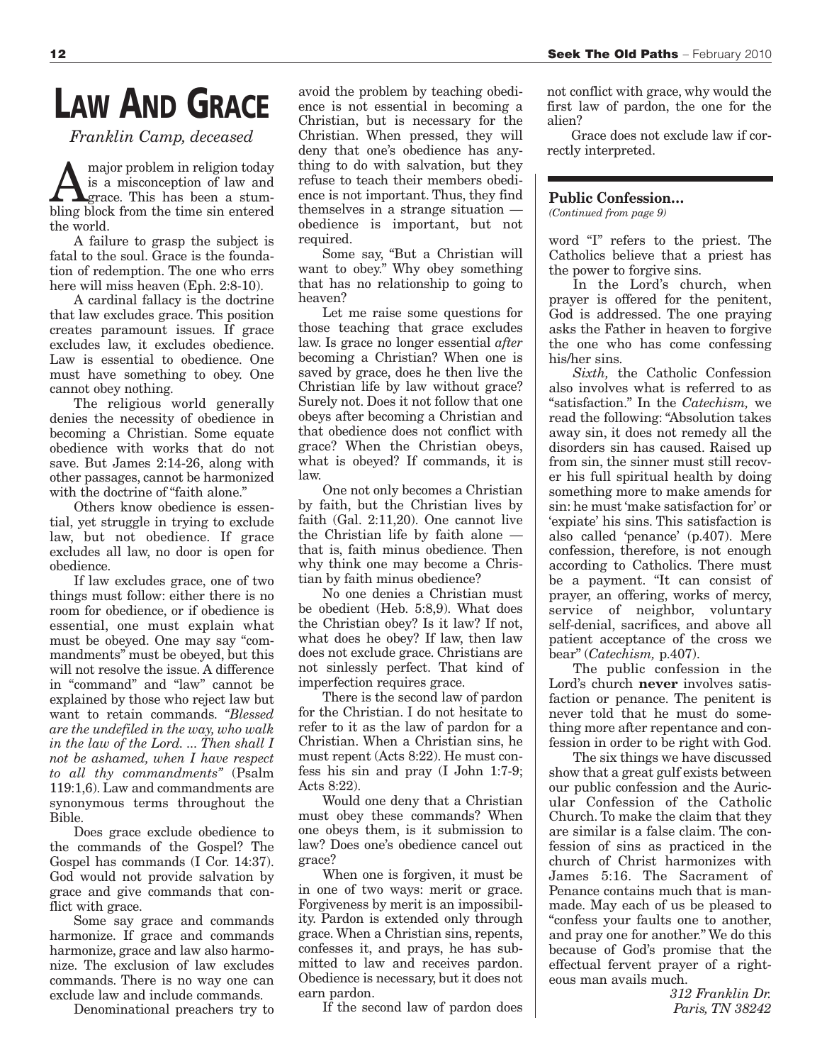# LAW AND GRACE

*Franklin Camp, deceased*

A major problem in religion today is a misconception of law and grace. This has been a stumbling block from the time sin entered the world.

A failure to grasp the subject is fatal to the soul. Grace is the foundation of redemption. The one who errs here will miss heaven (Eph. 2:8-10).

A cardinal fallacy is the doctrine that law excludes grace. This position creates paramount issues. If grace excludes law, it excludes obedience. Law is essential to obedience. One must have something to obey. One cannot obey nothing.

The religious world generally denies the necessity of obedience in becoming a Christian. Some equate obedience with works that do not save. But James 2:14-26, along with other passages, cannot be harmonized with the doctrine of "faith alone."

Others know obedience is essential, yet struggle in trying to exclude law, but not obedience. If grace excludes all law, no door is open for obedience.

If law excludes grace, one of two things must follow: either there is no room for obedience, or if obedience is essential, one must explain what must be obeyed. One may say "commandments" must be obeyed, but this will not resolve the issue. A difference in "command" and "law" cannot be explained by those who reject law but want to retain commands. *"Blessed are the undefiled in the way, who walk in the law of the Lord. ... Then shall I not be ashamed, when I have respect to all thy commandments"* (Psalm 119:1,6). Law and commandments are synonymous terms throughout the Bible.

Does grace exclude obedience to the commands of the Gospel? The Gospel has commands (I Cor. 14:37). God would not provide salvation by grace and give commands that conflict with grace.

Some say grace and commands harmonize. If grace and commands harmonize, grace and law also harmonize. The exclusion of law excludes commands. There is no way one can exclude law and include commands.

Denominational preachers try to avoid the problem by teaching obedience is not essential in becoming a Christian, but is necessary for the Christian. When pressed, they will deny that one's obedience has anything to do with salvation, but they refuse to teach their members obedience is not important. Thus, they find themselves in a strange situation — obedience is important, but not required.

Some say, "But a Christian will want to obey." Why obey something that has no relationship to going to heaven?

Let me raise some questions for those teaching that grace excludes law. Is grace no longer essential *after* becoming a Christian? When one is saved by grace, does he then live the Christian life by law without grace? Surely not. Does it not follow that one obeys after becoming a Christian and that obedience does not conflict with grace? When the Christian obeys, what is obeyed? If commands, it is law.

One not only becomes a Christian by faith, but the Christian lives by faith (Gal. 2:11,20). One cannot live the Christian life by faith alone — that is, faith minus obedience. Then why think one may become a Christian by faith minus obedience?

No one denies a Christian must be obedient (Heb. 5:8,9). What does the Christian obey? Is it law? If not, what does he obey? If law, then law does not exclude grace. Christians are not sinlessly perfect. That kind of imperfection requires grace.

There is the second law of pardon for the Christian. I do not hesitate to refer to it as the law of pardon for a Christian. When a Christian sins, he must repent (Acts 8:22). He must confess his sin and pray (I John 1:7-9; Acts 8:22).

Would one deny that a Christian must obey these commands? When one obeys them, is it submission to law? Does one's obedience cancel out grace?

When one is forgiven, it must be in one of two ways: merit or grace. Forgiveness by merit is an impossibility. Pardon is extended only through grace. When a Christian sins, repents, confesses it, and prays, he has submitted to law and receives pardon. Obedience is necessary, but it does not earn pardon.

If the second law of pardon does not conflict with grace, why would the first law of pardon, the one for the alien?

Grace does not exclude law if correctly interpreted.

---

**Public Confession...**
*(Continued from page 9)*

word "I" refers to the priest. The Catholics believe that a priest has the power to forgive sins.

In the Lord's church, when prayer is offered for the penitent, God is addressed. The one praying asks the Father in heaven to forgive the one who has come confessing his/her sins.

*Sixth,* the Catholic Confession also involves what is referred to as "satisfaction." In the *Catechism,* we read the following: "Absolution takes away sin, it does not remedy all the disorders sin has caused. Raised up from sin, the sinner must still recover his full spiritual health by doing something more to make amends for sin: he must 'make satisfaction for' or 'expiate' his sins. This satisfaction is also called 'penance' (p.407). Mere confession, therefore, is not enough according to Catholics. There must be a payment. "It can consist of prayer, an offering, works of mercy, service of neighbor, voluntary self-denial, sacrifices, and above all patient acceptance of the cross we bear" (*Catechism,* p.407).

The public confession in the Lord's church **never** involves satisfaction or penance. The penitent is never told that he must do something more after repentance and confession in order to be right with God.

The six things we have discussed show that a great gulf exists between our public confession and the Auricular Confession of the Catholic Church. To make the claim that they are similar is a false claim. The confession of sins as practiced in the church of Christ harmonizes with James 5:16. The Sacrament of Penance contains much that is manmade. May each of us be pleased to "confess your faults one to another, and pray one for another." We do this because of God's promise that the effectual fervent prayer of a righteous man avails much.

*312 Franklin Dr.*
*Paris, TN 38242*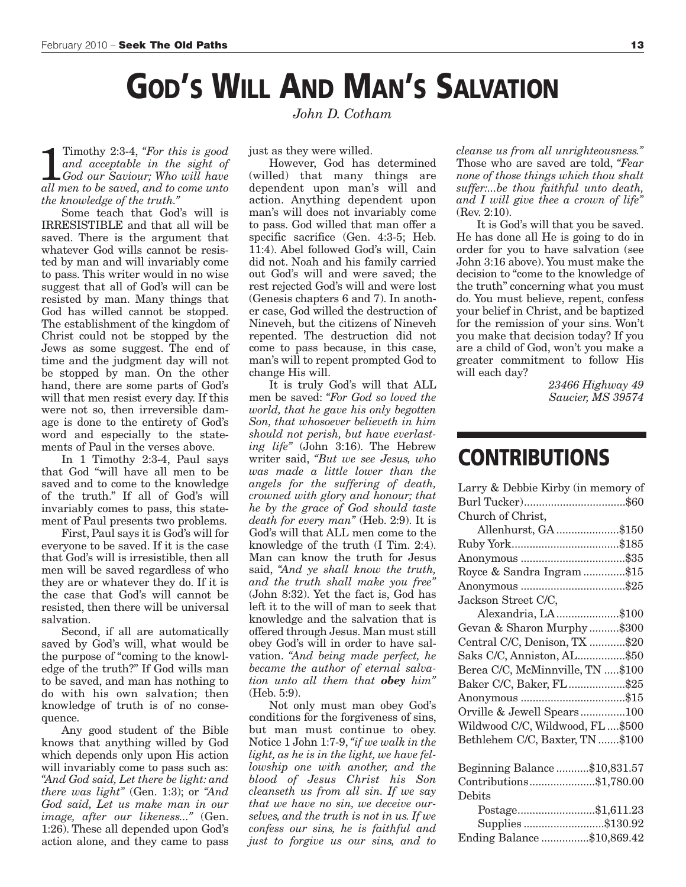# GOD'S WILL AND MAN'S SALVATION

*John D. Cotham*

1 Timothy 2:3-4, *"For this is good and acceptable in the sight of God our Saviour; Who will have all men to be saved, and to come unto the knowledge of the truth."*

Some teach that God's will is IRRESISTIBLE and that all will be saved. There is the argument that whatever God wills cannot be resisted by man and will invariably come to pass. This writer would in no wise suggest that all of God's will can be resisted by man. Many things that God has willed cannot be stopped. The establishment of the kingdom of Christ could not be stopped by the Jews as some suggest. The end of time and the judgment day will not be stopped by man. On the other hand, there are some parts of God's will that men resist every day. If this were not so, then irreversible damage is done to the entirety of God's word and especially to the statements of Paul in the verses above.

In 1 Timothy 2:3-4, Paul says that God "will have all men to be saved and to come to the knowledge of the truth." If all of God's will invariably comes to pass, this statement of Paul presents two problems.

First, Paul says it is God's will for everyone to be saved. If it is the case that God's will is irresistible, then all men will be saved regardless of who they are or whatever they do. If it is the case that God's will cannot be resisted, then there will be universal salvation.

Second, if all are automatically saved by God's will, what would be the purpose of "coming to the knowledge of the truth?" If God wills man to be saved, and man has nothing to do with his own salvation; then knowledge of truth is of no consequence.

Any good student of the Bible knows that anything willed by God which depends only upon His action will invariably come to pass such as: *"And God said, Let there be light: and there was light"* (Gen. 1:3); or *"And God said, Let us make man in our image, after our likeness..."* (Gen. 1:26). These all depended upon God's action alone, and they came to pass just as they were willed.

However, God has determined (willed) that many things are dependent upon man's will and action. Anything dependent upon man's will does not invariably come to pass. God willed that man offer a specific sacrifice (Gen. 4:3-5; Heb. 11:4). Abel followed God's will, Cain did not. Noah and his family carried out God's will and were saved; the rest rejected God's will and were lost (Genesis chapters 6 and 7). In another case, God willed the destruction of Nineveh, but the citizens of Nineveh repented. The destruction did not come to pass because, in this case, man's will to repent prompted God to change His will.

It is truly God's will that ALL men be saved: *"For God so loved the world, that he gave his only begotten Son, that whosoever believeth in him should not perish, but have everlasting life"* (John 3:16). The Hebrew writer said, *"But we see Jesus, who was made a little lower than the angels for the suffering of death, crowned with glory and honour; that he by the grace of God should taste death for every man"* (Heb. 2:9). It is God's will that ALL men come to the knowledge of the truth (I Tim. 2:4). Man can know the truth for Jesus said, *"And ye shall know the truth, and the truth shall make you free"* (John 8:32). Yet the fact is, God has left it to the will of man to seek that knowledge and the salvation that is offered through Jesus. Man must still obey God's will in order to have salvation. *"And being made perfect, he became the author of eternal salvation unto all them that **obey** him"* (Heb. 5:9).

Not only must man obey God's conditions for the forgiveness of sins, but man must continue to obey. Notice 1 John 1:7-9, *"if we walk in the light, as he is in the light, we have fellowship one with another, and the blood of Jesus Christ his Son cleanseth us from all sin. If we say that we have no sin, we deceive ourselves, and the truth is not in us. If we confess our sins, he is faithful and just to forgive us our sins, and to cleanse us from all unrighteousness."* Those who are saved are told, *"Fear none of those things which thou shalt suffer:...be thou faithful unto death, and I will give thee a crown of life"* (Rev. 2:10).

It is God's will that you be saved. He has done all He is going to do in order for you to have salvation (see John 3:16 above). You must make the decision to "come to the knowledge of the truth" concerning what you must do. You must believe, repent, confess your belief in Christ, and be baptized for the remission of your sins. Won't you make that decision today? If you are a child of God, won't you make a greater commitment to follow His will each day?

*23466 Highway 49*
*Saucier, MS 39574*

# CONTRIBUTIONS

| Contributor | Amount |
|---|---|
| Larry & Debbie Kirby (in memory of Burl Tucker) | $60 |
| Church of Christ, Allenhurst, GA | $150 |
| Ruby York | $185 |
| Anonymous | $35 |
| Royce & Sandra Ingram | $15 |
| Anonymous | $25 |
| Jackson Street C/C, Alexandria, LA | $100 |
| Gevan & Sharon Murphy | $300 |
| Central C/C, Denison, TX | $20 |
| Saks C/C, Anniston, AL | $50 |
| Berea C/C, McMinnville, TN | $100 |
| Baker C/C, Baker, FL | $25 |
| Anonymous | $15 |
| Orville & Jewell Spears | 100 |
| Wildwood C/C, Wildwood, FL | $500 |
| Bethlehem C/C, Baxter, TN | $100 |

| | |
|---|---|
| Beginning Balance | $10,831.57 |
| Contributions | $1,780.00 |
| Debits | |
| Postage | $1,611.23 |
| Supplies | $130.92 |
| Ending Balance | $10,869.42 |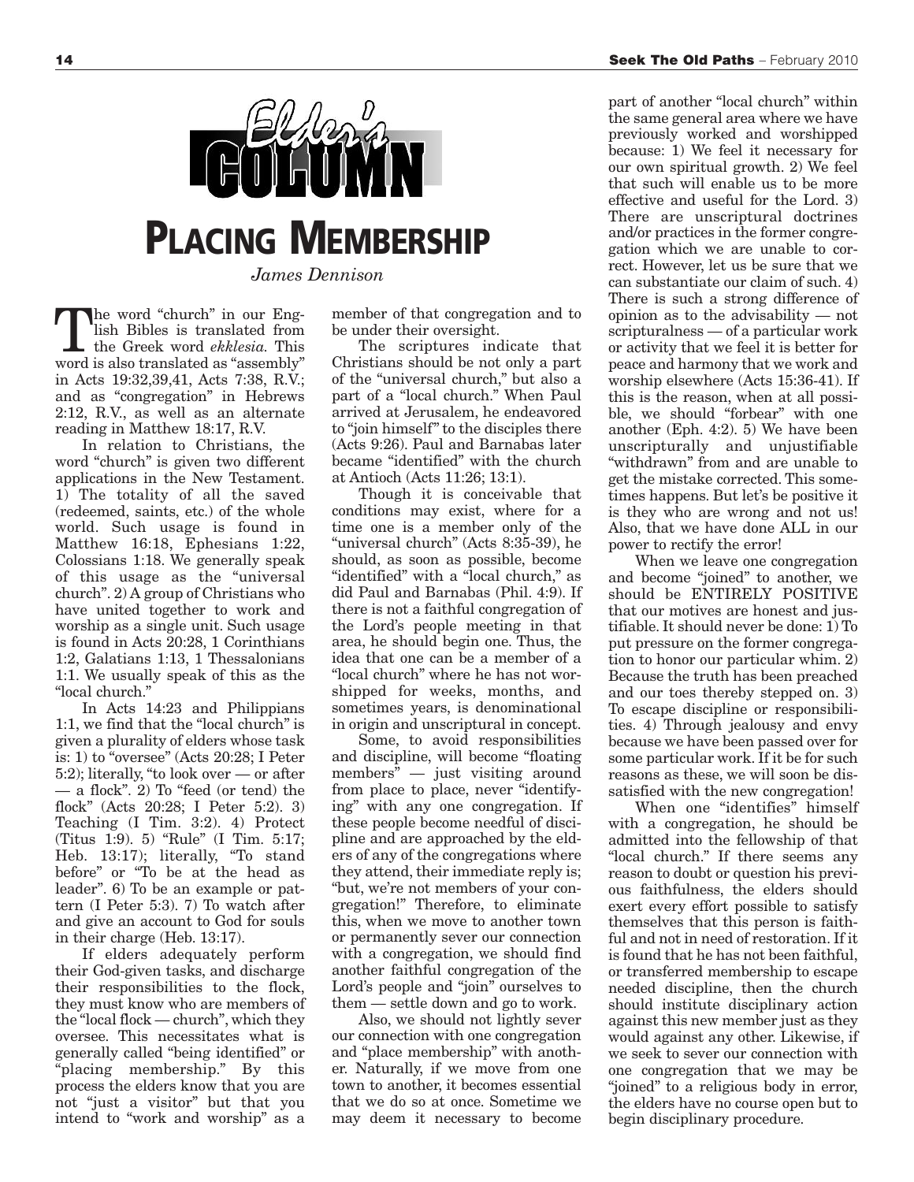# Elder's Column

## PLACING MEMBERSHIP

*James Dennison*

The word "church" in our English Bibles is translated from the Greek word *ekklesia*. This word is also translated as "assembly" in Acts 19:32,39,41, Acts 7:38, R.V.; and as "congregation" in Hebrews 2:12, R.V., as well as an alternate reading in Matthew 18:17, R.V.

In relation to Christians, the word "church" is given two different applications in the New Testament. 1) The totality of all the saved (redeemed, saints, etc.) of the whole world. Such usage is found in Matthew 16:18, Ephesians 1:22, Colossians 1:18. We generally speak of this usage as the "universal church". 2) A group of Christians who have united together to work and worship as a single unit. Such usage is found in Acts 20:28, 1 Corinthians 1:2, Galatians 1:13, 1 Thessalonians 1:1. We usually speak of this as the "local church."

In Acts 14:23 and Philippians 1:1, we find that the "local church" is given a plurality of elders whose task is: 1) to "oversee" (Acts 20:28; I Peter 5:2); literally, "to look over — or after — a flock". 2) To "feed (or tend) the flock" (Acts 20:28; I Peter 5:2). 3) Teaching (I Tim. 3:2). 4) Protect (Titus 1:9). 5) "Rule" (I Tim. 5:17; Heb. 13:17); literally, "To stand before" or "To be at the head as leader". 6) To be an example or pattern (I Peter 5:3). 7) To watch after and give an account to God for souls in their charge (Heb. 13:17).

If elders adequately perform their God-given tasks, and discharge their responsibilities to the flock, they must know who are members of the "local flock — church", which they oversee. This necessitates what is generally called "being identified" or "placing membership." By this process the elders know that you are not "just a visitor" but that you intend to "work and worship" as a member of that congregation and to be under their oversight.

The scriptures indicate that Christians should be not only a part of the "universal church," but also a part of a "local church." When Paul arrived at Jerusalem, he endeavored to "join himself" to the disciples there (Acts 9:26). Paul and Barnabas later became "identified" with the church at Antioch (Acts 11:26; 13:1).

Though it is conceivable that conditions may exist, where for a time one is a member only of the "universal church" (Acts 8:35-39), he should, as soon as possible, become "identified" with a "local church," as did Paul and Barnabas (Phil. 4:9). If there is not a faithful congregation of the Lord's people meeting in that area, he should begin one. Thus, the idea that one can be a member of a "local church" where he has not worshipped for weeks, months, and sometimes years, is denominational in origin and unscriptural in concept.

Some, to avoid responsibilities and discipline, will become "floating members" — just visiting around from place to place, never "identifying" with any one congregation. If these people become needful of discipline and are approached by the elders of any of the congregations where they attend, their immediate reply is; "but, we're not members of your congregation!" Therefore, to eliminate this, when we move to another town or permanently sever our connection with a congregation, we should find another faithful congregation of the Lord's people and "join" ourselves to them — settle down and go to work.

Also, we should not lightly sever our connection with one congregation and "place membership" with another. Naturally, if we move from one town to another, it becomes essential that we do so at once. Sometime we may deem it necessary to become part of another "local church" within the same general area where we have previously worked and worshipped because: 1) We feel it necessary for our own spiritual growth. 2) We feel that such will enable us to be more effective and useful for the Lord. 3) There are unscriptural doctrines and/or practices in the former congregation which we are unable to correct. However, let us be sure that we can substantiate our claim of such. 4) There is such a strong difference of opinion as to the advisability — not scripturalness — of a particular work or activity that we feel it is better for peace and harmony that we work and worship elsewhere (Acts 15:36-41). If this is the reason, when at all possible, we should "forbear" with one another (Eph. 4:2). 5) We have been unscripturally and unjustifiable "withdrawn" from and are unable to get the mistake corrected. This sometimes happens. But let's be positive it is they who are wrong and not us! Also, that we have done ALL in our power to rectify the error!

When we leave one congregation and become "joined" to another, we should be ENTIRELY POSITIVE that our motives are honest and justifiable. It should never be done: 1) To put pressure on the former congregation to honor our particular whim. 2) Because the truth has been preached and our toes thereby stepped on. 3) To escape discipline or responsibilities. 4) Through jealousy and envy because we have been passed over for some particular work. If it be for such reasons as these, we will soon be dissatisfied with the new congregation!

When one "identifies" himself with a congregation, he should be admitted into the fellowship of that "local church." If there seems any reason to doubt or question his previous faithfulness, the elders should exert every effort possible to satisfy themselves that this person is faithful and not in need of restoration. If it is found that he has not been faithful, or transferred membership to escape needed discipline, then the church should institute disciplinary action against this new member just as they would against any other. Likewise, if we seek to sever our connection with one congregation that we may be "joined" to a religious body in error, the elders have no course open but to begin disciplinary procedure.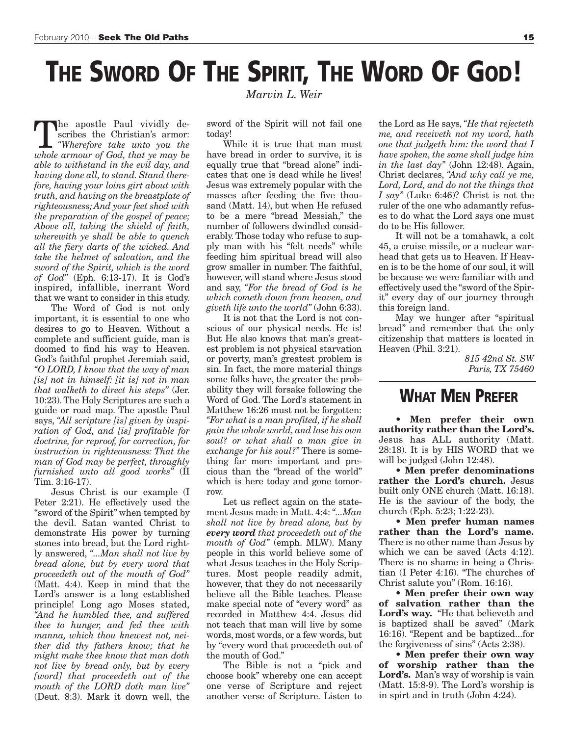# THE SWORD OF THE SPIRIT, THE WORD OF GOD!

*Marvin L. Weir*

The apostle Paul vividly describes the Christian's armor: *"Wherefore take unto you the whole armour of God, that ye may be able to withstand in the evil day, and having done all, to stand. Stand therefore, having your loins girt about with truth, and having on the breastplate of righteousness; And your feet shod with the preparation of the gospel of peace; Above all, taking the shield of faith, wherewith ye shall be able to quench all the fiery darts of the wicked. And take the helmet of salvation, and the sword of the Spirit, which is the word of God"* (Eph. 6:13-17). It is God's inspired, infallible, inerrant Word that we want to consider in this study.

The Word of God is not only important, it is essential to one who desires to go to Heaven. Without a complete and sufficient guide, man is doomed to find his way to Heaven. God's faithful prophet Jeremiah said, *"O LORD, I know that the way of man [is] not in himself: [it is] not in man that walketh to direct his steps"* (Jer. 10:23). The Holy Scriptures are such a guide or road map. The apostle Paul says, *"All scripture [is] given by inspiration of God, and [is] profitable for doctrine, for reproof, for correction, for instruction in righteousness: That the man of God may be perfect, throughly furnished unto all good works"* (II Tim. 3:16-17).

Jesus Christ is our example (I Peter 2:21). He effectively used the "sword of the Spirit" when tempted by the devil. Satan wanted Christ to demonstrate His power by turning stones into bread, but the Lord rightly answered, *"...Man shall not live by bread alone, but by every word that proceedeth out of the mouth of God"* (Matt. 4:4). Keep in mind that the Lord's answer is a long established principle! Long ago Moses stated, *"And he humbled thee, and suffered thee to hunger, and fed thee with manna, which thou knewest not, neither did thy fathers know; that he might make thee know that man doth not live by bread only, but by every [word] that proceedeth out of the mouth of the LORD doth man live"* (Deut. 8:3). Mark it down well, the sword of the Spirit will not fail one today!

While it is true that man must have bread in order to survive, it is equally true that "bread alone" indicates that one is dead while he lives! Jesus was extremely popular with the masses after feeding the five thousand (Matt. 14), but when He refused to be a mere "bread Messiah," the number of followers dwindled considerably. Those today who refuse to supply man with his "felt needs" while feeding him spiritual bread will also grow smaller in number. The faithful, however, will stand where Jesus stood and say, *"For the bread of God is he which cometh down from heaven, and giveth life unto the world"* (John 6:33).

It is not that the Lord is not conscious of our physical needs. He is! But He also knows that man's greatest problem is not physical starvation or poverty, man's greatest problem is sin. In fact, the more material things some folks have, the greater the probability they will forsake following the Word of God. The Lord's statement in Matthew 16:26 must not be forgotten: *"For what is a man profited, if he shall gain the whole world, and lose his own soul? or what shall a man give in exchange for his soul?"* There is something far more important and precious than the "bread of the world" which is here today and gone tomorrow.

Let us reflect again on the statement Jesus made in Matt. 4:4: *"...Man shall not live by bread alone, but by **every word** that proceedeth out of the mouth of God"* (emph. MLW). Many people in this world believe some of what Jesus teaches in the Holy Scriptures. Most people readily admit, however, that they do not necessarily believe all the Bible teaches. Please make special note of "every word" as recorded in Matthew 4:4. Jesus did not teach that man will live by some words, most words, or a few words, but by "every word that proceedeth out of the mouth of God."

The Bible is not a "pick and choose book" whereby one can accept one verse of Scripture and reject another verse of Scripture. Listen to the Lord as He says, *"He that rejecteth me, and receiveth not my word, hath one that judgeth him: the word that I have spoken, the same shall judge him in the last day"* (John 12:48). Again, Christ declares, *"And why call ye me, Lord, Lord, and do not the things that I say"* (Luke 6:46)? Christ is not the ruler of the one who adamantly refuses to do what the Lord says one must do to be His follower.

It will not be a tomahawk, a colt 45, a cruise missile, or a nuclear warhead that gets us to Heaven. If Heaven is to be the home of our soul, it will be because we were familiar with and effectively used the "sword of the Spirit" every day of our journey through this foreign land.

May we hunger after "spiritual bread" and remember that the only citizenship that matters is located in Heaven (Phil. 3:21).

*815 42nd St. SW*
*Paris, TX 75460*

## WHAT MEN PREFER

• **Men prefer their own authority rather than the Lord's.** Jesus has ALL authority (Matt. 28:18). It is by HIS WORD that we will be judged (John 12:48).

• **Men prefer denominations rather the Lord's church.** Jesus built only ONE church (Matt. 16:18). He is the saviour of the body, the church (Eph. 5:23; 1:22-23).

• **Men prefer human names rather than the Lord's name.** There is no other name than Jesus by which we can be saved (Acts 4:12). There is no shame in being a Christian (I Peter 4:16). "The churches of Christ salute you" (Rom. 16:16).

• **Men prefer their own way of salvation rather than the Lord's way.** "He that believeth and is baptized shall be saved" (Mark 16:16). "Repent and be baptized...for the forgiveness of sins" (Acts 2:38).

• **Men prefer their own way of worship rather than the Lord's.** Man's way of worship is vain (Matt. 15:8-9). The Lord's worship is in spirt and in truth (John 4:24).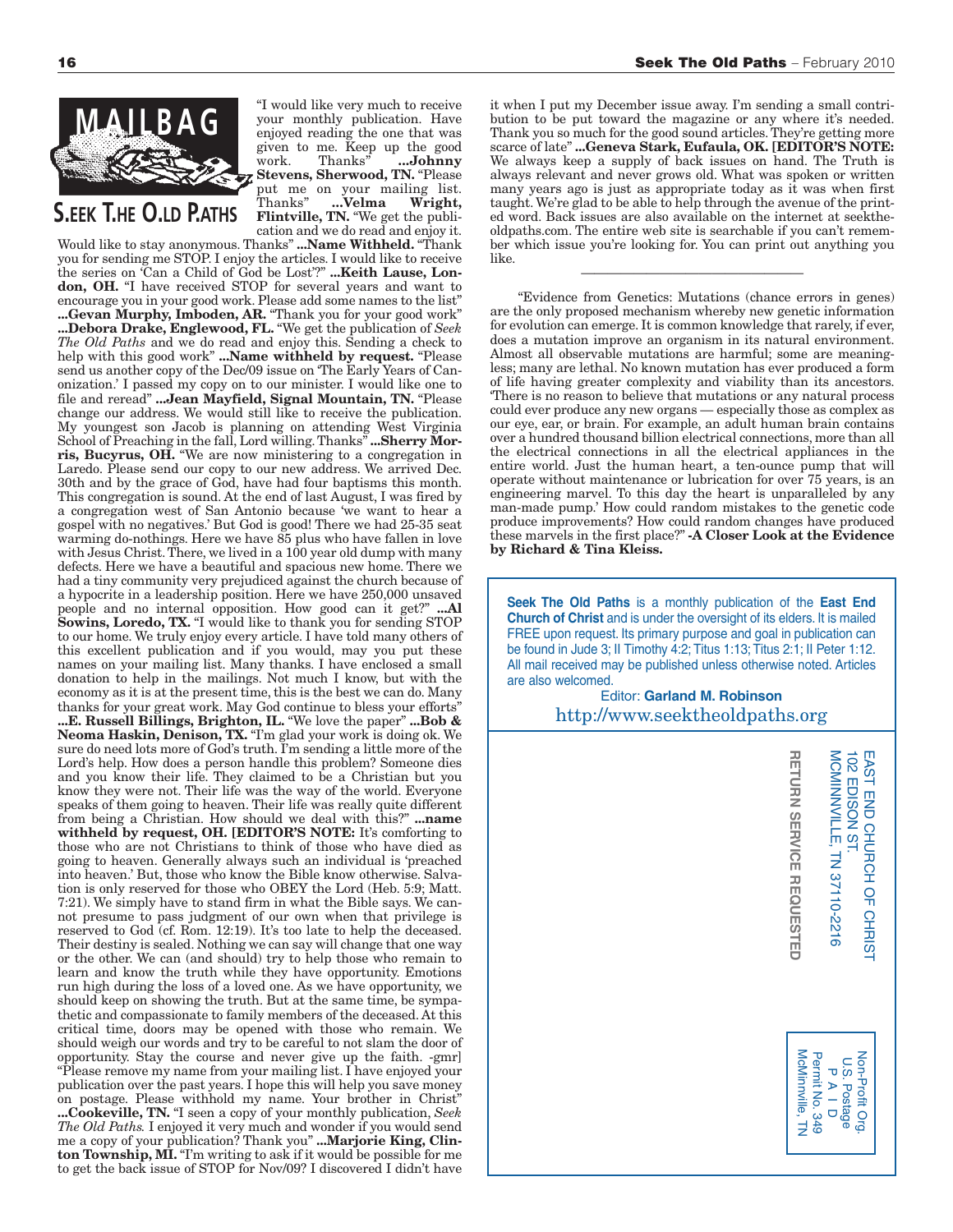# MAILBAG

**SEEK THE OLD PATHS**

"I would like very much to receive your monthly publication. Have enjoyed reading the one that was given to me. Keep up the good work. Thanks" **...Johnny Stevens, Sherwood, TN.** "Please put me on your mailing list. Thanks" **...Velma Wright, Flintville, TN.** "We get the publication and we do read and enjoy it. Would like to stay anonymous. Thanks" **...Name Withheld.** "Thank you for sending me STOP. I enjoy the articles. I would like to receive the series on 'Can a Child of God be Lost'?" **...Keith Lause, London, OH.** "I have received STOP for several years and want to encourage you in your good work. Please add some names to the list" **...Gevan Murphy, Imboden, AR.** "Thank you for your good work" **...Debora Drake, Englewood, FL.** "We get the publication of *Seek The Old Paths* and we do read and enjoy this. Sending a check to help with this good work" **...Name withheld by request.** "Please send us another copy of the Dec/09 issue on 'The Early Years of Canonization.' I passed my copy on to our minister. I would like one to file and reread" **...Jean Mayfield, Signal Mountain, TN.** "Please change our address. We would still like to receive the publication. My youngest son Jacob is planning on attending West Virginia School of Preaching in the fall, Lord willing. Thanks" **...Sherry Morris, Bucyrus, OH.** "We are now ministering to a congregation in Laredo. Please send our copy to our new address. We arrived Dec. 30th and by the grace of God, have had four baptisms this month. This congregation is sound. At the end of last August, I was fired by a congregation west of San Antonio because 'we want to hear a gospel with no negatives.' But God is good! There we had 25-35 seat warming do-nothings. Here we have 85 plus who have fallen in love with Jesus Christ. There, we lived in a 100 year old dump with many defects. Here we have a beautiful and spacious new home. There we had a tiny community very prejudiced against the church because of a hypocrite in a leadership position. Here we have 250,000 unsaved people and no internal opposition. How good can it get?" **...Al Sowins, Loredo, TX.** "I would like to thank you for sending STOP to our home. We truly enjoy every article. I have told many others of this excellent publication and if you would, may you put these names on your mailing list. Many thanks. I have enclosed a small donation to help in the mailings. Not much I know, but with the economy as it is at the present time, this is the best we can do. Many thanks for your great work. May God continue to bless your efforts" **...E. Russell Billings, Brighton, IL.** "We love the paper" **...Bob & Neoma Haskin, Denison, TX.** "I'm glad your work is doing ok. We sure do need lots more of God's truth. I'm sending a little more of the Lord's help. How does a person handle this problem? Someone dies and you know their life. They claimed to be a Christian but you know they were not. Their life was the way of the world. Everyone speaks of them going to heaven. Their life was really quite different from being a Christian. How should we deal with this?" **...name withheld by request, OH. [EDITOR'S NOTE:** It's comforting to those who are not Christians to think of those who have died as going to heaven. Generally always such an individual is 'preached into heaven.' But, those who know the Bible know otherwise. Salvation is only reserved for those who OBEY the Lord (Heb. 5:9; Matt. 7:21). We simply have to stand firm in what the Bible says. We cannot presume to pass judgment of our own when that privilege is reserved to God (cf. Rom. 12:19). It's too late to help the deceased. Their destiny is sealed. Nothing we can say will change that one way or the other. We can (and should) try to help those who remain to learn and know the truth while they have opportunity. Emotions run high during the loss of a loved one. As we have opportunity, we should keep on showing the truth. But at the same time, be sympathetic and compassionate to family members of the deceased. At this critical time, doors may be opened with those who remain. We should weigh our words and try to be careful to not slam the door of opportunity. Stay the course and never give up the faith. -gmr] "Please remove my name from your mailing list. I have enjoyed your publication over the past years. I hope this will help you save money on postage. Please withhold my name. Your brother in Christ" **...Cookeville, TN.** "I seen a copy of your monthly publication, *Seek The Old Paths*. I enjoyed it very much and wonder if you would send me a copy of your publication? Thank you" **...Marjorie King, Clinton Township, MI.** "I'm writing to ask if it would be possible for me to get the back issue of STOP for Nov/09? I discovered I didn't have it when I put my December issue away. I'm sending a small contribution to be put toward the magazine or any where it's needed. Thank you so much for the good sound articles. They're getting more scarce of late" **...Geneva Stark, Eufaula, OK. [EDITOR'S NOTE:** We always keep a supply of back issues on hand. The Truth is always relevant and never grows old. What was spoken or written many years ago is just as appropriate today as it was when first taught. We're glad to be able to help through the avenue of the printed word. Back issues are also available on the internet at seektheoldpaths.com. The entire web site is searchable if you can't remember which issue you're looking for. You can print out anything you like.

---

"Evidence from Genetics: Mutations (chance errors in genes) are the only proposed mechanism whereby new genetic information for evolution can emerge. It is common knowledge that rarely, if ever, does a mutation improve an organism in its natural environment. Almost all observable mutations are harmful; some are meaningless; many are lethal. No known mutation has ever produced a form of life having greater complexity and viability than its ancestors. 'There is no reason to believe that mutations or any natural process could ever produce any new organs — especially those as complex as our eye, ear, or brain. For example, an adult human brain contains over a hundred thousand billion electrical connections, more than all the electrical connections in all the electrical appliances in the entire world. Just the human heart, a ten-ounce pump that will operate without maintenance or lubrication for over 75 years, is an engineering marvel. To this day the heart is unparalleled by any man-made pump.' How could random mistakes to the genetic code produce improvements? How could random changes have produced these marvels in the first place?" **-A Closer Look at the Evidence by Richard & Tina Kleiss.**

---

**Seek The Old Paths** is a monthly publication of the **East End Church of Christ** and is under the oversight of its elders. It is mailed FREE upon request. Its primary purpose and goal in publication can be found in Jude 3; II Timothy 4:2; Titus 1:13; Titus 2:1; II Peter 1:12. All mail received may be published unless otherwise noted. Articles are also welcomed.

Editor: **Garland M. Robinson**

http://www.seektheoldpaths.org

EAST END CHURCH OF CHRIST
102 EDISON ST.
MCMINNVILLE, TN 37110-2216

**RETURN SERVICE REQUESTED**

Non-Profit Org.
U.S. Postage
P A I D
Permit No. 349
McMinnville, TN